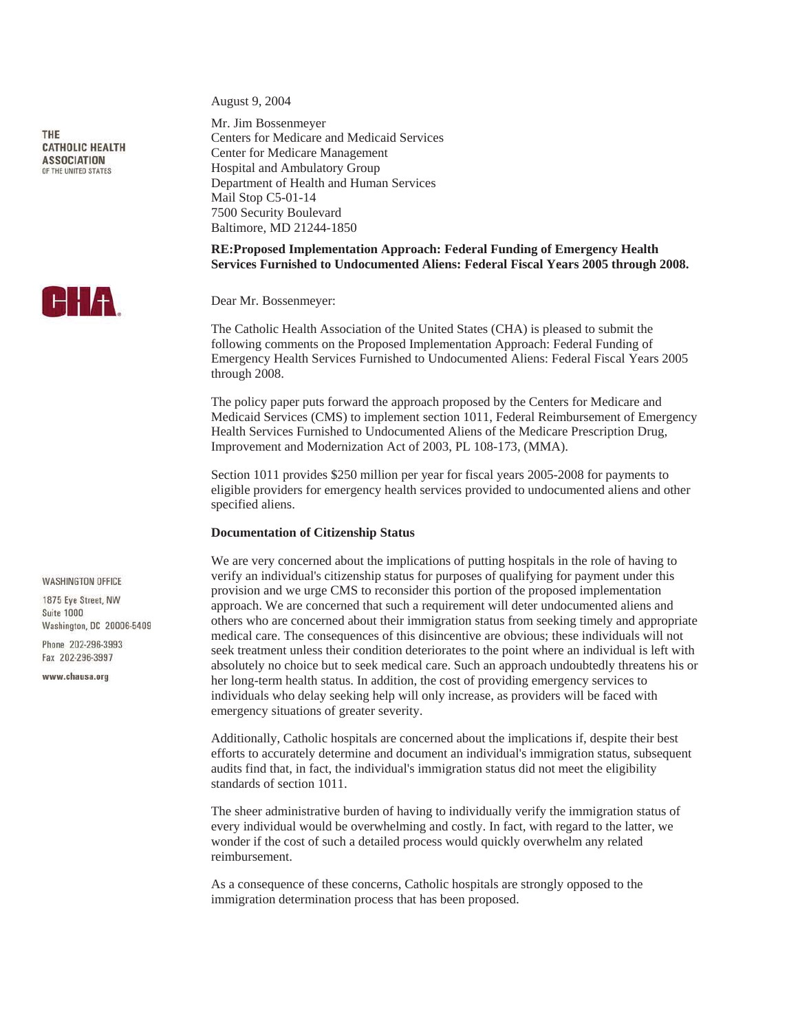THE CATHOLIC HEALTH ASSOCIATION OF THE UNITED STATES

CHA

WASHINGTON OFFICE

1875 Eye Street, NW
Suite 1000
Washington, DC 20006-5409

Phone 202-296-3993
Fax 202-296-3997

www.chausa.org

August 9, 2004

Mr. Jim Bossenmeyer
Centers for Medicare and Medicaid Services
Center for Medicare Management
Hospital and Ambulatory Group
Department of Health and Human Services
Mail Stop C5-01-14
7500 Security Boulevard
Baltimore, MD 21244-1850

**RE:Proposed Implementation Approach: Federal Funding of Emergency Health Services Furnished to Undocumented Aliens: Federal Fiscal Years 2005 through 2008.**

Dear Mr. Bossenmeyer:

The Catholic Health Association of the United States (CHA) is pleased to submit the following comments on the Proposed Implementation Approach: Federal Funding of Emergency Health Services Furnished to Undocumented Aliens: Federal Fiscal Years 2005 through 2008.

The policy paper puts forward the approach proposed by the Centers for Medicare and Medicaid Services (CMS) to implement section 1011, Federal Reimbursement of Emergency Health Services Furnished to Undocumented Aliens of the Medicare Prescription Drug, Improvement and Modernization Act of 2003, PL 108-173, (MMA).

Section 1011 provides $250 million per year for fiscal years 2005-2008 for payments to eligible providers for emergency health services provided to undocumented aliens and other specified aliens.

**Documentation of Citizenship Status**

We are very concerned about the implications of putting hospitals in the role of having to verify an individual's citizenship status for purposes of qualifying for payment under this provision and we urge CMS to reconsider this portion of the proposed implementation approach. We are concerned that such a requirement will deter undocumented aliens and others who are concerned about their immigration status from seeking timely and appropriate medical care. The consequences of this disincentive are obvious; these individuals will not seek treatment unless their condition deteriorates to the point where an individual is left with absolutely no choice but to seek medical care. Such an approach undoubtedly threatens his or her long-term health status. In addition, the cost of providing emergency services to individuals who delay seeking help will only increase, as providers will be faced with emergency situations of greater severity.

Additionally, Catholic hospitals are concerned about the implications if, despite their best efforts to accurately determine and document an individual's immigration status, subsequent audits find that, in fact, the individual's immigration status did not meet the eligibility standards of section 1011.

The sheer administrative burden of having to individually verify the immigration status of every individual would be overwhelming and costly. In fact, with regard to the latter, we wonder if the cost of such a detailed process would quickly overwhelm any related reimbursement.

As a consequence of these concerns, Catholic hospitals are strongly opposed to the immigration determination process that has been proposed.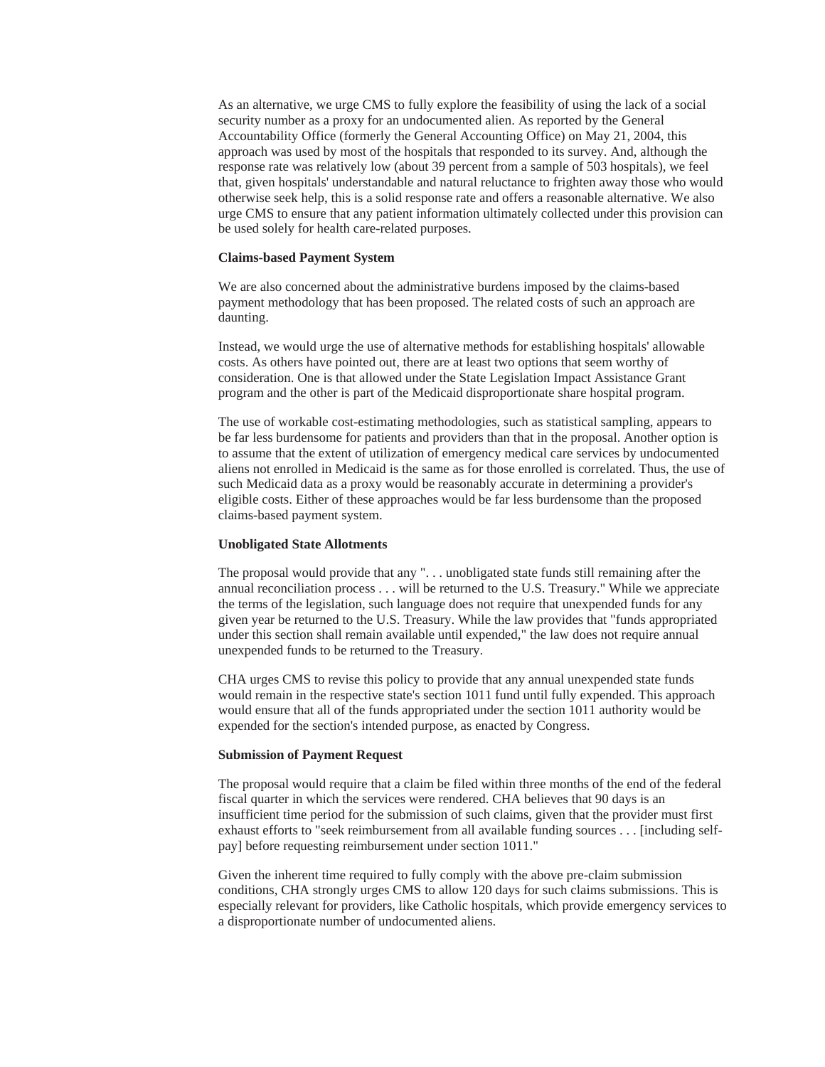As an alternative, we urge CMS to fully explore the feasibility of using the lack of a social security number as a proxy for an undocumented alien. As reported by the General Accountability Office (formerly the General Accounting Office) on May 21, 2004, this approach was used by most of the hospitals that responded to its survey. And, although the response rate was relatively low (about 39 percent from a sample of 503 hospitals), we feel that, given hospitals' understandable and natural reluctance to frighten away those who would otherwise seek help, this is a solid response rate and offers a reasonable alternative. We also urge CMS to ensure that any patient information ultimately collected under this provision can be used solely for health care-related purposes.

**Claims-based Payment System**

We are also concerned about the administrative burdens imposed by the claims-based payment methodology that has been proposed. The related costs of such an approach are daunting.

Instead, we would urge the use of alternative methods for establishing hospitals' allowable costs. As others have pointed out, there are at least two options that seem worthy of consideration. One is that allowed under the State Legislation Impact Assistance Grant program and the other is part of the Medicaid disproportionate share hospital program.

The use of workable cost-estimating methodologies, such as statistical sampling, appears to be far less burdensome for patients and providers than that in the proposal. Another option is to assume that the extent of utilization of emergency medical care services by undocumented aliens not enrolled in Medicaid is the same as for those enrolled is correlated. Thus, the use of such Medicaid data as a proxy would be reasonably accurate in determining a provider's eligible costs. Either of these approaches would be far less burdensome than the proposed claims-based payment system.

**Unobligated State Allotments**

The proposal would provide that any ". . . unobligated state funds still remaining after the annual reconciliation process . . . will be returned to the U.S. Treasury." While we appreciate the terms of the legislation, such language does not require that unexpended funds for any given year be returned to the U.S. Treasury. While the law provides that "funds appropriated under this section shall remain available until expended," the law does not require annual unexpended funds to be returned to the Treasury.

CHA urges CMS to revise this policy to provide that any annual unexpended state funds would remain in the respective state's section 1011 fund until fully expended. This approach would ensure that all of the funds appropriated under the section 1011 authority would be expended for the section's intended purpose, as enacted by Congress.

**Submission of Payment Request**

The proposal would require that a claim be filed within three months of the end of the federal fiscal quarter in which the services were rendered. CHA believes that 90 days is an insufficient time period for the submission of such claims, given that the provider must first exhaust efforts to "seek reimbursement from all available funding sources . . . [including self-pay] before requesting reimbursement under section 1011."

Given the inherent time required to fully comply with the above pre-claim submission conditions, CHA strongly urges CMS to allow 120 days for such claims submissions. This is especially relevant for providers, like Catholic hospitals, which provide emergency services to a disproportionate number of undocumented aliens.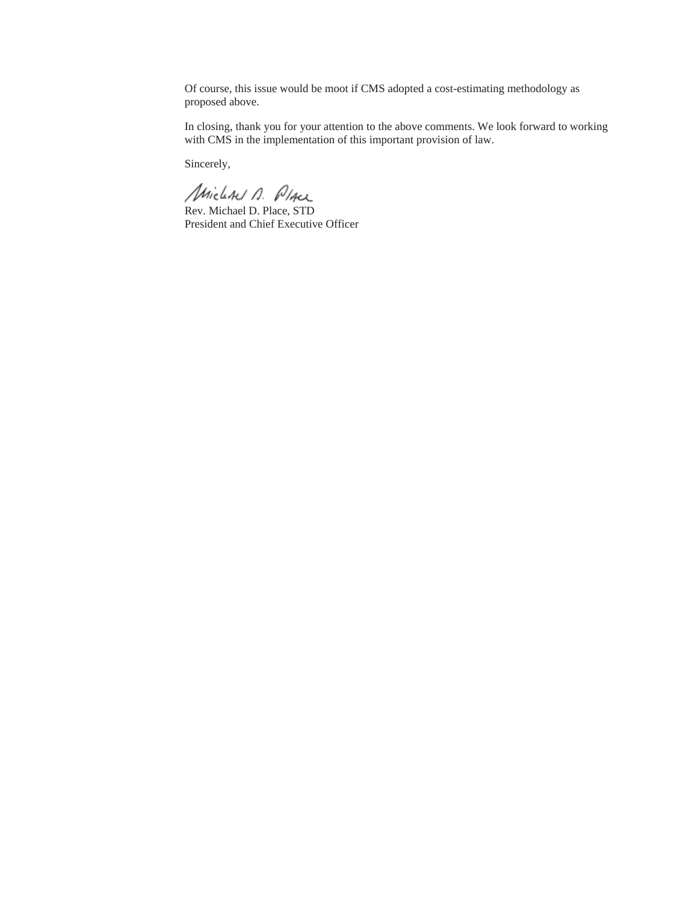Of course, this issue would be moot if CMS adopted a cost-estimating methodology as proposed above.

In closing, thank you for your attention to the above comments. We look forward to working with CMS in the implementation of this important provision of law.

Sincerely,

Rev. Michael D. Place, STD
President and Chief Executive Officer